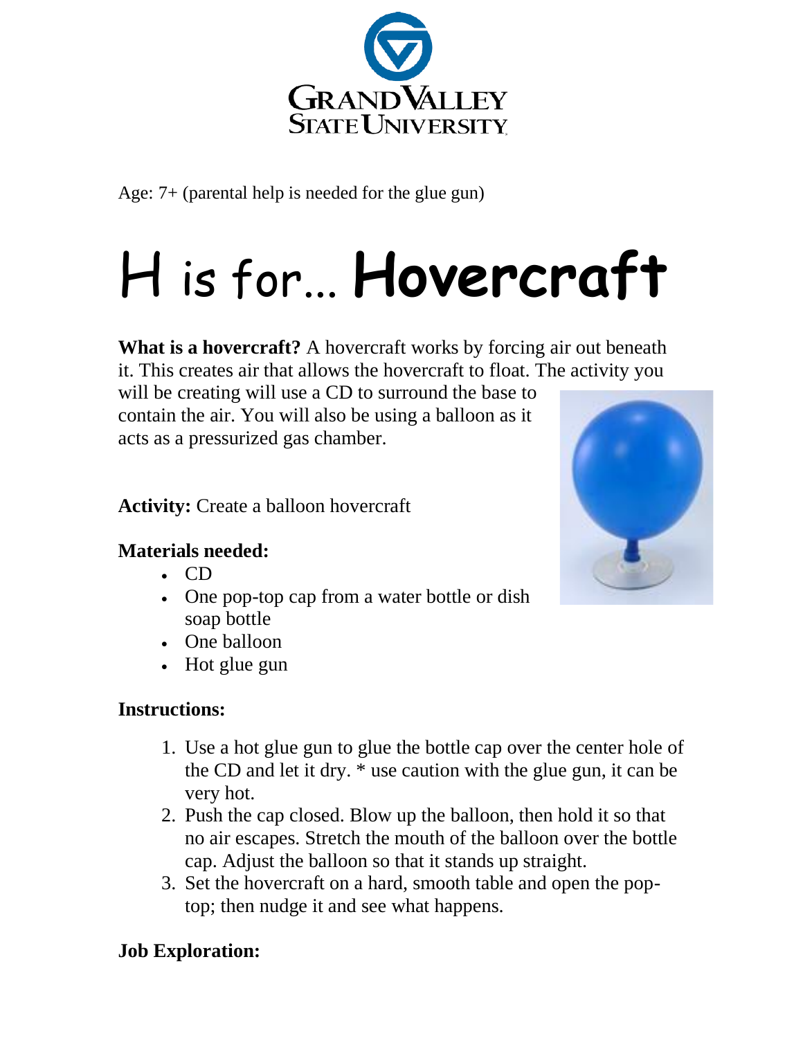Age: 7+ (parental help is needed for the glue gun)

# H is for... **Hovercraft**

**What is a hovercraft?** A hovercraft works by forcing air out beneath it. This creates air that allows the hovercraft to float. The activity you will be creating will use a CD to surround the base to contain the air. You will also be using a balloon as it acts as a pressurized gas chamber.

**Activity:** Create a balloon hovercraft

**Materials needed:**

- CD
- One pop-top cap from a water bottle or dish soap bottle
- One balloon
- Hot glue gun

**Instructions:**

1. Use a hot glue gun to glue the bottle cap over the center hole of the CD and let it dry. * use caution with the glue gun, it can be very hot.
2. Push the cap closed. Blow up the balloon, then hold it so that no air escapes. Stretch the mouth of the balloon over the bottle cap. Adjust the balloon so that it stands up straight.
3. Set the hovercraft on a hard, smooth table and open the pop-top; then nudge it and see what happens.

**Job Exploration:**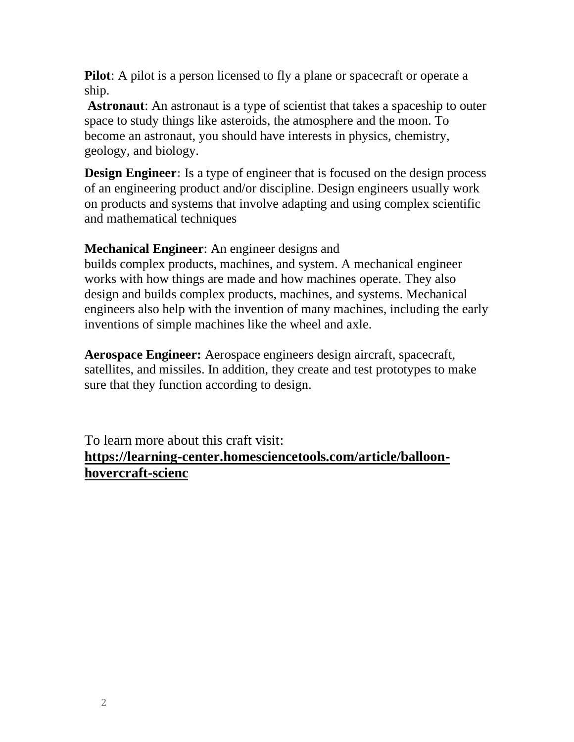**Pilot**: A pilot is a person licensed to fly a plane or spacecraft or operate a ship.

**Astronaut**: An astronaut is a type of scientist that takes a spaceship to outer space to study things like asteroids, the atmosphere and the moon. To become an astronaut, you should have interests in physics, chemistry, geology, and biology.

**Design Engineer:** Is a type of engineer that is focused on the design process of an engineering product and/or discipline. Design engineers usually work on products and systems that involve adapting and using complex scientific and mathematical techniques

**Mechanical Engineer**: An engineer designs and builds complex products, machines, and system. A mechanical engineer works with how things are made and how machines operate. They also design and builds complex products, machines, and systems. Mechanical engineers also help with the invention of many machines, including the early inventions of simple machines like the wheel and axle.

**Aerospace Engineer:** Aerospace engineers design aircraft, spacecraft, satellites, and missiles. In addition, they create and test prototypes to make sure that they function according to design.

To learn more about this craft visit:
**https://learning-center.homesciencetools.com/article/balloon-hovercraft-scienc**